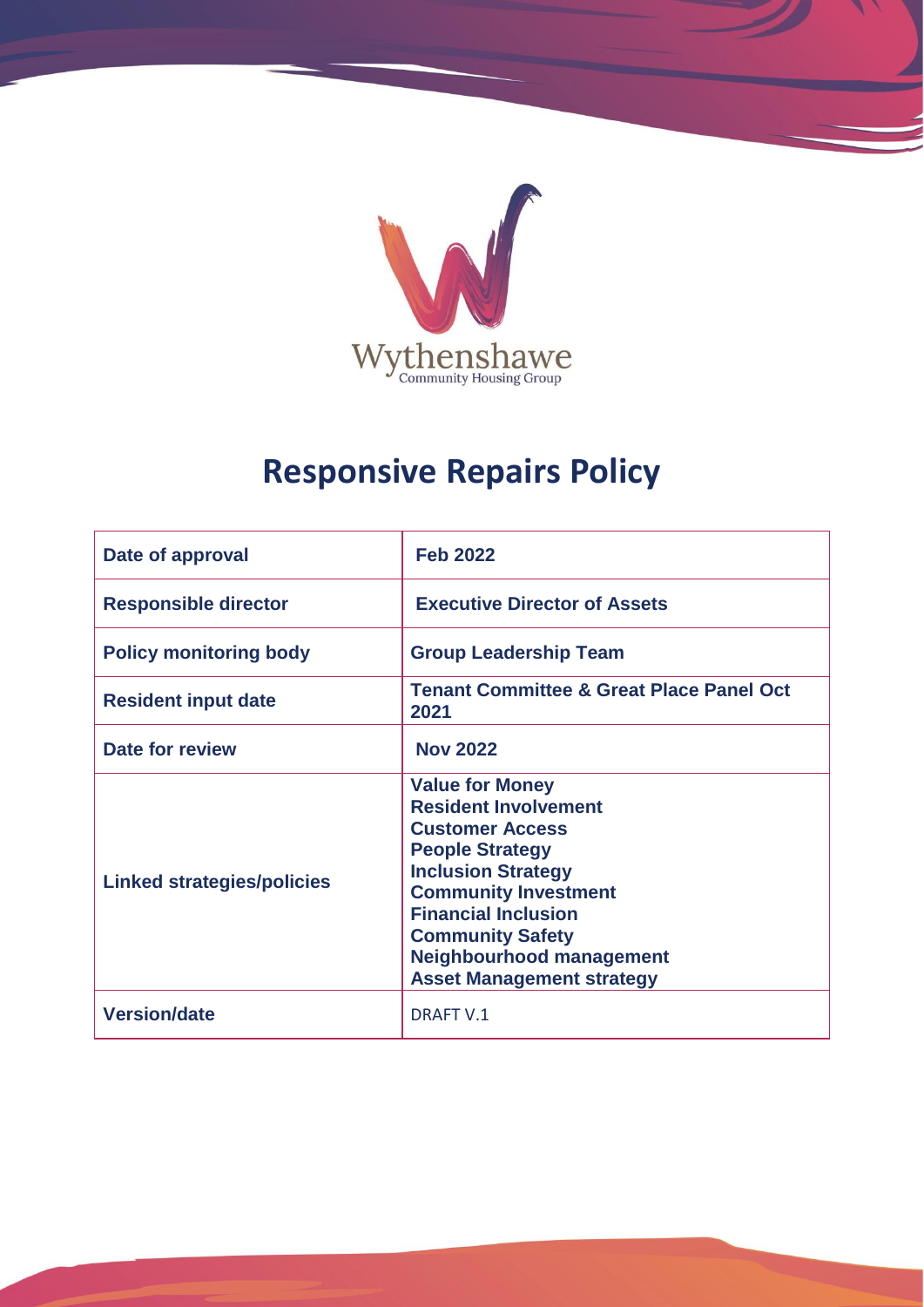Wythenshawe
Community Housing Group

# Responsive Repairs Policy

| | |
|---|---|
| **Date of approval** | **Feb 2022** |
| **Responsible director** | **Executive Director of Assets** |
| **Policy monitoring body** | **Group Leadership Team** |
| **Resident input date** | **Tenant Committee & Great Place Panel Oct 2021** |
| **Date for review** | **Nov 2022** |
| **Linked strategies/policies** | **Value for Money**<br>**Resident Involvement**<br>**Customer Access**<br>**People Strategy**<br>**Inclusion Strategy**<br>**Community Investment**<br>**Financial Inclusion**<br>**Community Safety**<br>**Neighbourhood management**<br>**Asset Management strategy** |
| **Version/date** | DRAFT V.1 |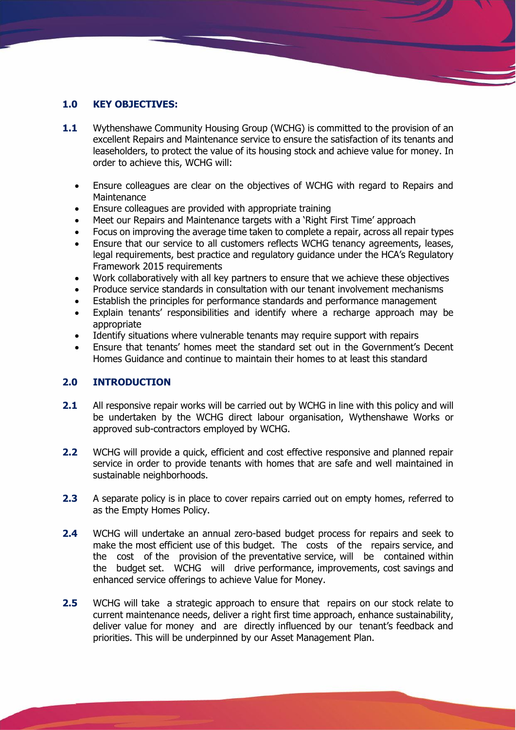## 1.0 KEY OBJECTIVES:

**1.1** Wythenshawe Community Housing Group (WCHG) is committed to the provision of an excellent Repairs and Maintenance service to ensure the satisfaction of its tenants and leaseholders, to protect the value of its housing stock and achieve value for money. In order to achieve this, WCHG will:

- Ensure colleagues are clear on the objectives of WCHG with regard to Repairs and Maintenance
- Ensure colleagues are provided with appropriate training
- Meet our Repairs and Maintenance targets with a 'Right First Time' approach
- Focus on improving the average time taken to complete a repair, across all repair types
- Ensure that our service to all customers reflects WCHG tenancy agreements, leases, legal requirements, best practice and regulatory guidance under the HCA's Regulatory Framework 2015 requirements
- Work collaboratively with all key partners to ensure that we achieve these objectives
- Produce service standards in consultation with our tenant involvement mechanisms
- Establish the principles for performance standards and performance management
- Explain tenants' responsibilities and identify where a recharge approach may be appropriate
- Identify situations where vulnerable tenants may require support with repairs
- Ensure that tenants' homes meet the standard set out in the Government's Decent Homes Guidance and continue to maintain their homes to at least this standard

## 2.0 INTRODUCTION

**2.1** All responsive repair works will be carried out by WCHG in line with this policy and will be undertaken by the WCHG direct labour organisation, Wythenshawe Works or approved sub-contractors employed by WCHG.

**2.2** WCHG will provide a quick, efficient and cost effective responsive and planned repair service in order to provide tenants with homes that are safe and well maintained in sustainable neighborhoods.

**2.3** A separate policy is in place to cover repairs carried out on empty homes, referred to as the Empty Homes Policy.

**2.4** WCHG will undertake an annual zero-based budget process for repairs and seek to make the most efficient use of this budget. The costs of the repairs service, and the cost of the provision of the preventative service, will be contained within the budget set. WCHG will drive performance, improvements, cost savings and enhanced service offerings to achieve Value for Money.

**2.5** WCHG will take a strategic approach to ensure that repairs on our stock relate to current maintenance needs, deliver a right first time approach, enhance sustainability, deliver value for money and are directly influenced by our tenant's feedback and priorities. This will be underpinned by our Asset Management Plan.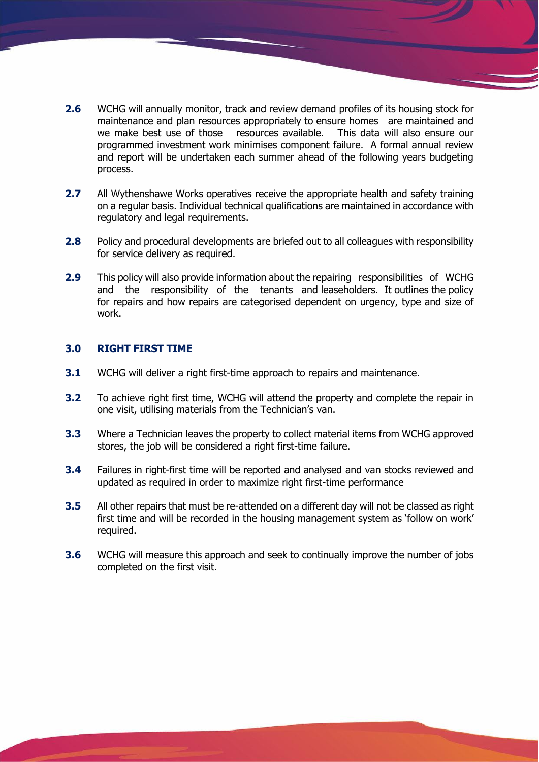**2.6** WCHG will annually monitor, track and review demand profiles of its housing stock for maintenance and plan resources appropriately to ensure homes are maintained and we make best use of those resources available. This data will also ensure our programmed investment work minimises component failure. A formal annual review and report will be undertaken each summer ahead of the following years budgeting process.

**2.7** All Wythenshawe Works operatives receive the appropriate health and safety training on a regular basis. Individual technical qualifications are maintained in accordance with regulatory and legal requirements.

**2.8** Policy and procedural developments are briefed out to all colleagues with responsibility for service delivery as required.

**2.9** This policy will also provide information about the repairing responsibilities of WCHG and the responsibility of the tenants and leaseholders. It outlines the policy for repairs and how repairs are categorised dependent on urgency, type and size of work.

## 3.0 RIGHT FIRST TIME

**3.1** WCHG will deliver a right first-time approach to repairs and maintenance.

**3.2** To achieve right first time, WCHG will attend the property and complete the repair in one visit, utilising materials from the Technician's van.

**3.3** Where a Technician leaves the property to collect material items from WCHG approved stores, the job will be considered a right first-time failure.

**3.4** Failures in right-first time will be reported and analysed and van stocks reviewed and updated as required in order to maximize right first-time performance

**3.5** All other repairs that must be re-attended on a different day will not be classed as right first time and will be recorded in the housing management system as 'follow on work' required.

**3.6** WCHG will measure this approach and seek to continually improve the number of jobs completed on the first visit.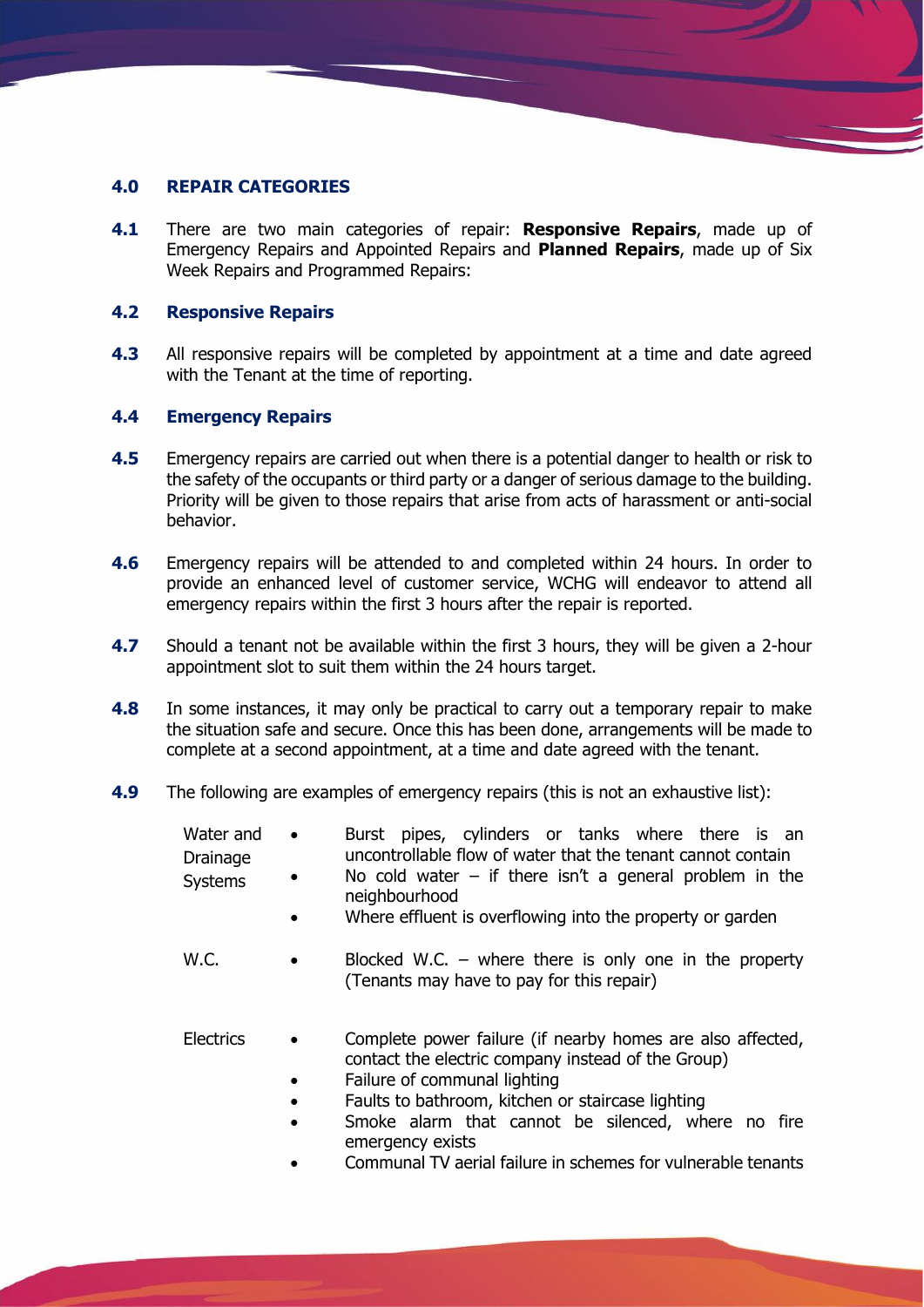## 4.0 REPAIR CATEGORIES

**4.1** There are two main categories of repair: **Responsive Repairs**, made up of Emergency Repairs and Appointed Repairs and **Planned Repairs**, made up of Six Week Repairs and Programmed Repairs:

### 4.2 Responsive Repairs

**4.3** All responsive repairs will be completed by appointment at a time and date agreed with the Tenant at the time of reporting.

### 4.4 Emergency Repairs

**4.5** Emergency repairs are carried out when there is a potential danger to health or risk to the safety of the occupants or third party or a danger of serious damage to the building. Priority will be given to those repairs that arise from acts of harassment or anti-social behavior.

**4.6** Emergency repairs will be attended to and completed within 24 hours. In order to provide an enhanced level of customer service, WCHG will endeavor to attend all emergency repairs within the first 3 hours after the repair is reported.

**4.7** Should a tenant not be available within the first 3 hours, they will be given a 2-hour appointment slot to suit them within the 24 hours target.

**4.8** In some instances, it may only be practical to carry out a temporary repair to make the situation safe and secure. Once this has been done, arrangements will be made to complete at a second appointment, at a time and date agreed with the tenant.

**4.9** The following are examples of emergency repairs (this is not an exhaustive list):

Water and Drainage Systems
- Burst pipes, cylinders or tanks where there is an uncontrollable flow of water that the tenant cannot contain
- No cold water – if there isn't a general problem in the neighbourhood
- Where effluent is overflowing into the property or garden

W.C.
- Blocked W.C. – where there is only one in the property (Tenants may have to pay for this repair)

Electrics
- Complete power failure (if nearby homes are also affected, contact the electric company instead of the Group)
- Failure of communal lighting
- Faults to bathroom, kitchen or staircase lighting
- Smoke alarm that cannot be silenced, where no fire emergency exists
- Communal TV aerial failure in schemes for vulnerable tenants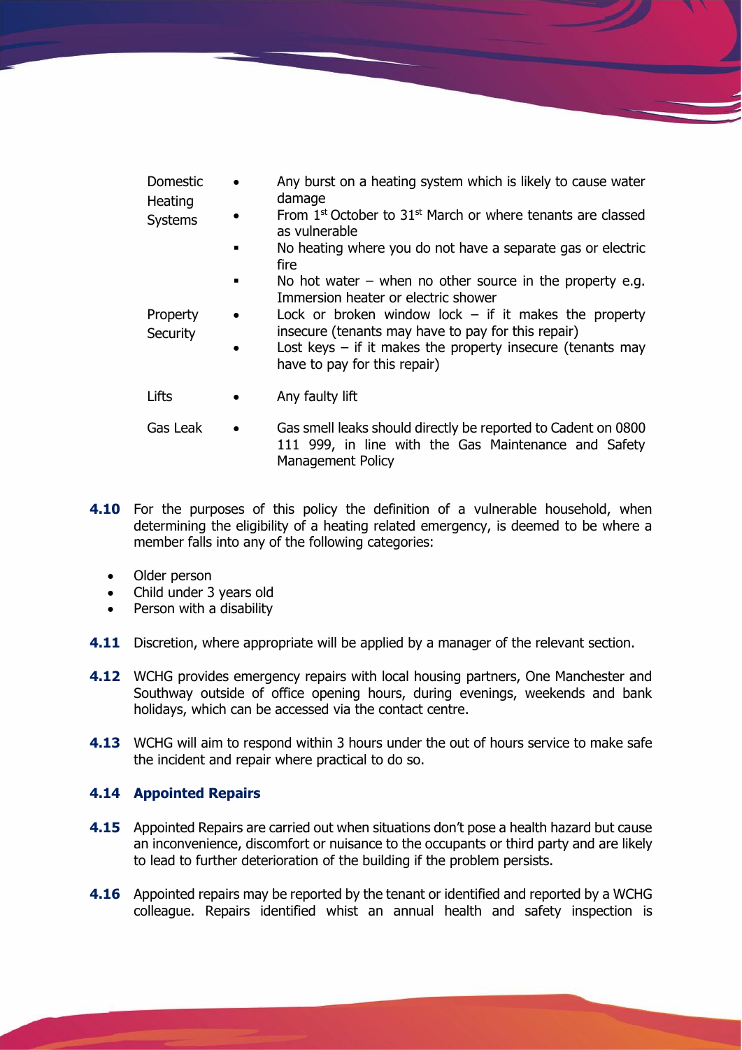| | |
|---|---|
| Domestic Heating Systems | • Any burst on a heating system which is likely to cause water damage<br>• From 1st October to 31st March or where tenants are classed as vulnerable<br>▪ No heating where you do not have a separate gas or electric fire<br>▪ No hot water – when no other source in the property e.g. Immersion heater or electric shower |
| Property Security | • Lock or broken window lock – if it makes the property insecure (tenants may have to pay for this repair)<br>• Lost keys – if it makes the property insecure (tenants may have to pay for this repair) |
| Lifts | • Any faulty lift |
| Gas Leak | • Gas smell leaks should directly be reported to Cadent on 0800 111 999, in line with the Gas Maintenance and Safety Management Policy |

**4.10** For the purposes of this policy the definition of a vulnerable household, when determining the eligibility of a heating related emergency, is deemed to be where a member falls into any of the following categories:

- Older person
- Child under 3 years old
- Person with a disability

**4.11** Discretion, where appropriate will be applied by a manager of the relevant section.

**4.12** WCHG provides emergency repairs with local housing partners, One Manchester and Southway outside of office opening hours, during evenings, weekends and bank holidays, which can be accessed via the contact centre.

**4.13** WCHG will aim to respond within 3 hours under the out of hours service to make safe the incident and repair where practical to do so.

### 4.14 Appointed Repairs

**4.15** Appointed Repairs are carried out when situations don't pose a health hazard but cause an inconvenience, discomfort or nuisance to the occupants or third party and are likely to lead to further deterioration of the building if the problem persists.

**4.16** Appointed repairs may be reported by the tenant or identified and reported by a WCHG colleague. Repairs identified whist an annual health and safety inspection is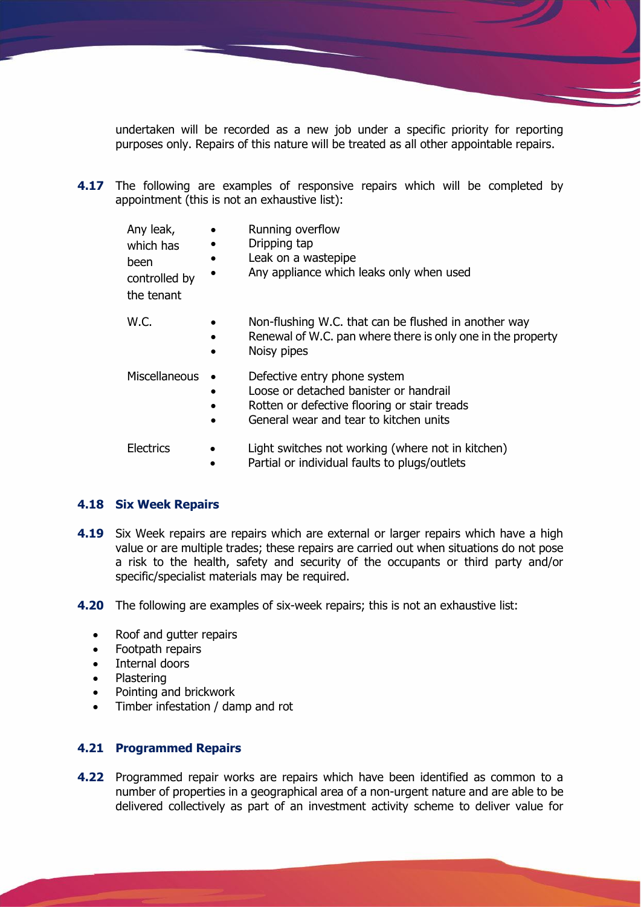undertaken will be recorded as a new job under a specific priority for reporting purposes only. Repairs of this nature will be treated as all other appointable repairs.

**4.17** The following are examples of responsive repairs which will be completed by appointment (this is not an exhaustive list):

| | |
|---|---|
| Any leak, which has been controlled by the tenant | • Running overflow<br>• Dripping tap<br>• Leak on a wastepipe<br>• Any appliance which leaks only when used |
| W.C. | • Non-flushing W.C. that can be flushed in another way<br>• Renewal of W.C. pan where there is only one in the property<br>• Noisy pipes |
| Miscellaneous | • Defective entry phone system<br>• Loose or detached banister or handrail<br>• Rotten or defective flooring or stair treads<br>• General wear and tear to kitchen units |
| Electrics | • Light switches not working (where not in kitchen)<br>• Partial or individual faults to plugs/outlets |

## 4.18 Six Week Repairs

**4.19** Six Week repairs are repairs which are external or larger repairs which have a high value or are multiple trades; these repairs are carried out when situations do not pose a risk to the health, safety and security of the occupants or third party and/or specific/specialist materials may be required.

**4.20** The following are examples of six-week repairs; this is not an exhaustive list:

- Roof and gutter repairs
- Footpath repairs
- Internal doors
- Plastering
- Pointing and brickwork
- Timber infestation / damp and rot

## 4.21 Programmed Repairs

**4.22** Programmed repair works are repairs which have been identified as common to a number of properties in a geographical area of a non-urgent nature and are able to be delivered collectively as part of an investment activity scheme to deliver value for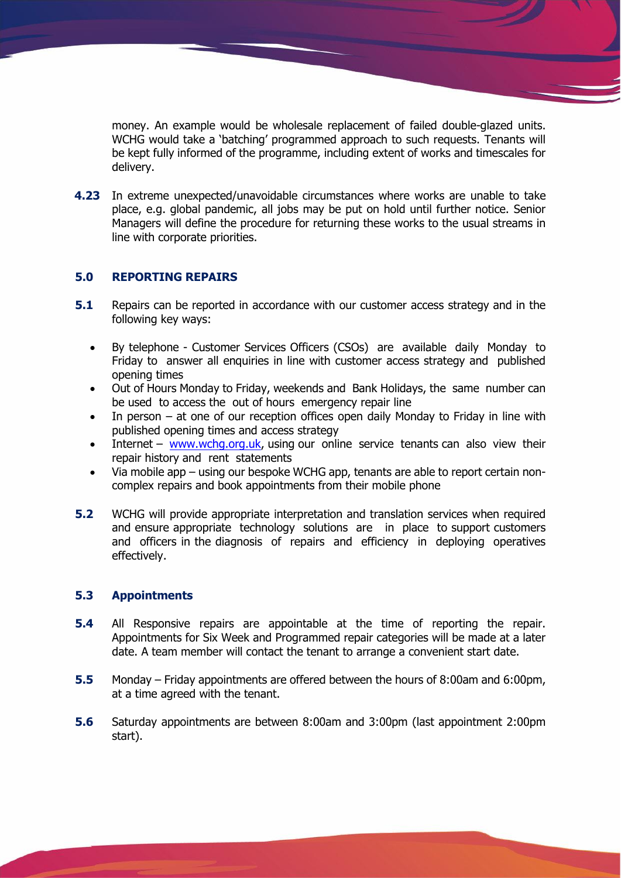money. An example would be wholesale replacement of failed double-glazed units. WCHG would take a 'batching' programmed approach to such requests. Tenants will be kept fully informed of the programme, including extent of works and timescales for delivery.

**4.23** In extreme unexpected/unavoidable circumstances where works are unable to take place, e.g. global pandemic, all jobs may be put on hold until further notice. Senior Managers will define the procedure for returning these works to the usual streams in line with corporate priorities.

## 5.0 REPORTING REPAIRS

**5.1** Repairs can be reported in accordance with our customer access strategy and in the following key ways:

- By telephone - Customer Services Officers (CSOs) are available daily Monday to Friday to answer all enquiries in line with customer access strategy and published opening times
- Out of Hours Monday to Friday, weekends and Bank Holidays, the same number can be used to access the out of hours emergency repair line
- In person – at one of our reception offices open daily Monday to Friday in line with published opening times and access strategy
- Internet – [www.wchg.org.uk](http://www.wchg.org.uk), using our online service tenants can also view their repair history and rent statements
- Via mobile app – using our bespoke WCHG app, tenants are able to report certain non-complex repairs and book appointments from their mobile phone

**5.2** WCHG will provide appropriate interpretation and translation services when required and ensure appropriate technology solutions are in place to support customers and officers in the diagnosis of repairs and efficiency in deploying operatives effectively.

### 5.3 Appointments

**5.4** All Responsive repairs are appointable at the time of reporting the repair. Appointments for Six Week and Programmed repair categories will be made at a later date. A team member will contact the tenant to arrange a convenient start date.

**5.5** Monday – Friday appointments are offered between the hours of 8:00am and 6:00pm, at a time agreed with the tenant.

**5.6** Saturday appointments are between 8:00am and 3:00pm (last appointment 2:00pm start).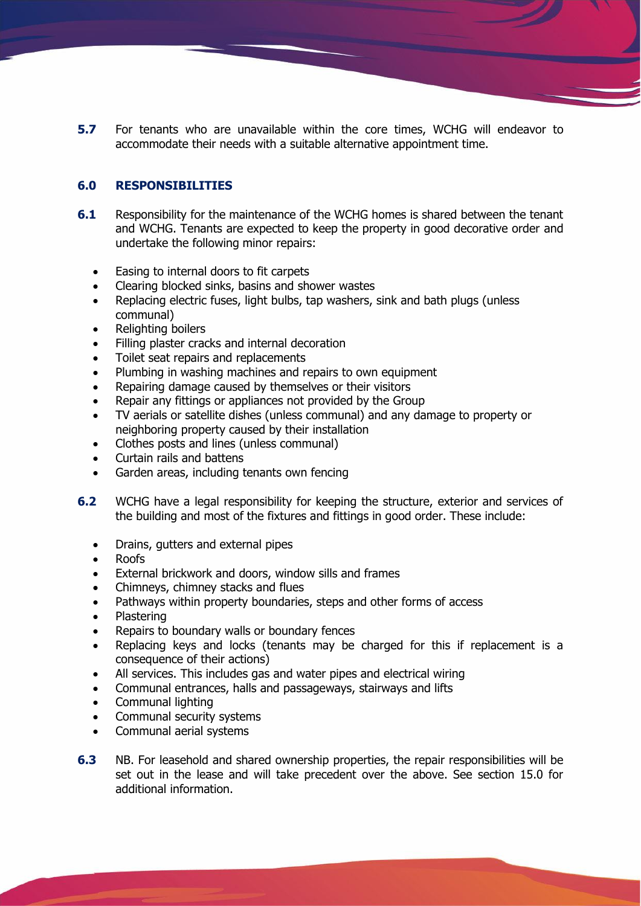**5.7** For tenants who are unavailable within the core times, WCHG will endeavor to accommodate their needs with a suitable alternative appointment time.

## 6.0 RESPONSIBILITIES

**6.1** Responsibility for the maintenance of the WCHG homes is shared between the tenant and WCHG. Tenants are expected to keep the property in good decorative order and undertake the following minor repairs:

- Easing to internal doors to fit carpets
- Clearing blocked sinks, basins and shower wastes
- Replacing electric fuses, light bulbs, tap washers, sink and bath plugs (unless communal)
- Relighting boilers
- Filling plaster cracks and internal decoration
- Toilet seat repairs and replacements
- Plumbing in washing machines and repairs to own equipment
- Repairing damage caused by themselves or their visitors
- Repair any fittings or appliances not provided by the Group
- TV aerials or satellite dishes (unless communal) and any damage to property or neighboring property caused by their installation
- Clothes posts and lines (unless communal)
- Curtain rails and battens
- Garden areas, including tenants own fencing

**6.2** WCHG have a legal responsibility for keeping the structure, exterior and services of the building and most of the fixtures and fittings in good order. These include:

- Drains, gutters and external pipes
- Roofs
- External brickwork and doors, window sills and frames
- Chimneys, chimney stacks and flues
- Pathways within property boundaries, steps and other forms of access
- Plastering
- Repairs to boundary walls or boundary fences
- Replacing keys and locks (tenants may be charged for this if replacement is a consequence of their actions)
- All services. This includes gas and water pipes and electrical wiring
- Communal entrances, halls and passageways, stairways and lifts
- Communal lighting
- Communal security systems
- Communal aerial systems

**6.3** NB. For leasehold and shared ownership properties, the repair responsibilities will be set out in the lease and will take precedent over the above. See section 15.0 for additional information.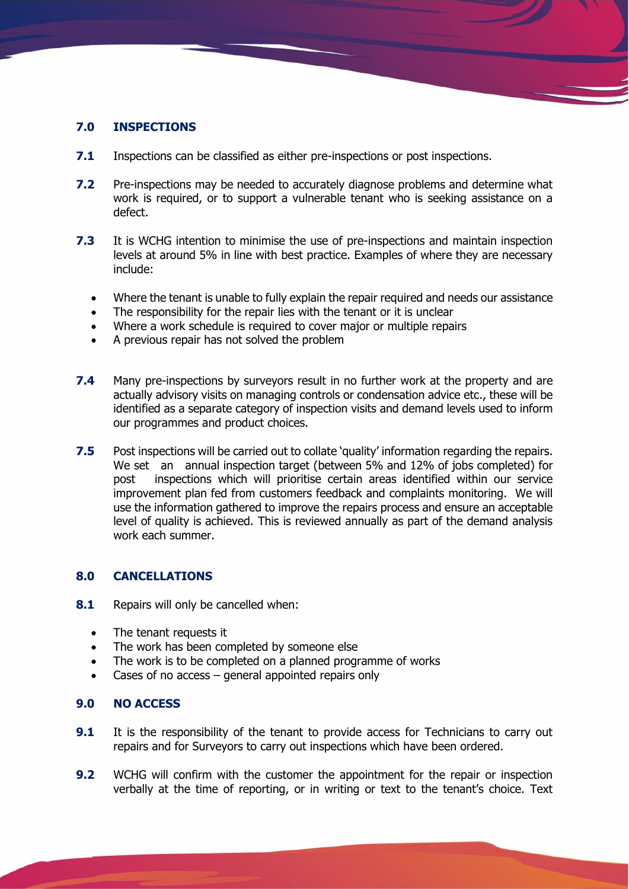## 7.0 INSPECTIONS

**7.1** Inspections can be classified as either pre-inspections or post inspections.

**7.2** Pre-inspections may be needed to accurately diagnose problems and determine what work is required, or to support a vulnerable tenant who is seeking assistance on a defect.

**7.3** It is WCHG intention to minimise the use of pre-inspections and maintain inspection levels at around 5% in line with best practice. Examples of where they are necessary include:

- Where the tenant is unable to fully explain the repair required and needs our assistance
- The responsibility for the repair lies with the tenant or it is unclear
- Where a work schedule is required to cover major or multiple repairs
- A previous repair has not solved the problem

**7.4** Many pre-inspections by surveyors result in no further work at the property and are actually advisory visits on managing controls or condensation advice etc., these will be identified as a separate category of inspection visits and demand levels used to inform our programmes and product choices.

**7.5** Post inspections will be carried out to collate 'quality' information regarding the repairs. We set an annual inspection target (between 5% and 12% of jobs completed) for post inspections which will prioritise certain areas identified within our service improvement plan fed from customers feedback and complaints monitoring. We will use the information gathered to improve the repairs process and ensure an acceptable level of quality is achieved. This is reviewed annually as part of the demand analysis work each summer.

## 8.0 CANCELLATIONS

**8.1** Repairs will only be cancelled when:

- The tenant requests it
- The work has been completed by someone else
- The work is to be completed on a planned programme of works
- Cases of no access – general appointed repairs only

## 9.0 NO ACCESS

**9.1** It is the responsibility of the tenant to provide access for Technicians to carry out repairs and for Surveyors to carry out inspections which have been ordered.

**9.2** WCHG will confirm with the customer the appointment for the repair or inspection verbally at the time of reporting, or in writing or text to the tenant's choice. Text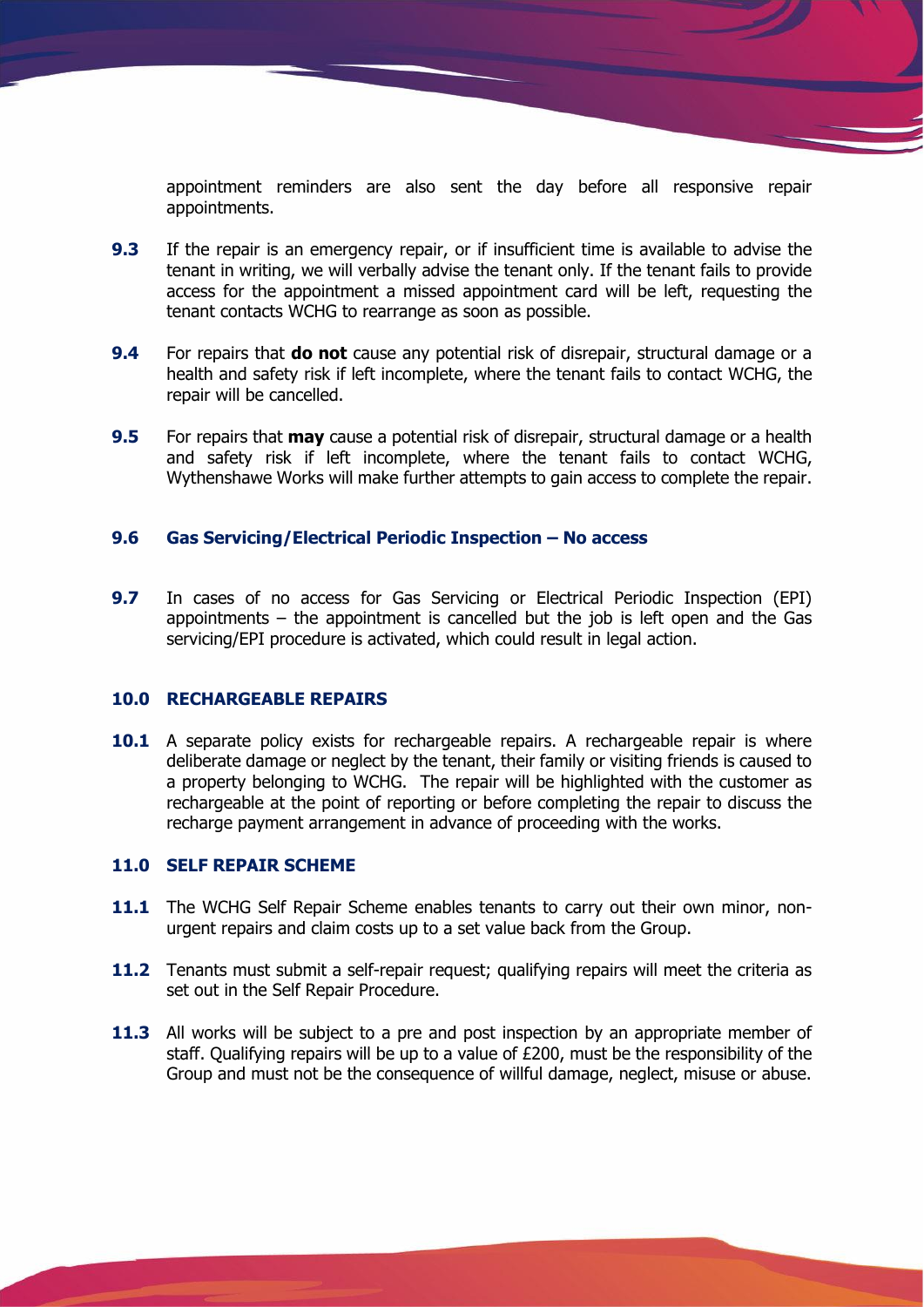appointment reminders are also sent the day before all responsive repair appointments.

**9.3** If the repair is an emergency repair, or if insufficient time is available to advise the tenant in writing, we will verbally advise the tenant only. If the tenant fails to provide access for the appointment a missed appointment card will be left, requesting the tenant contacts WCHG to rearrange as soon as possible.

**9.4** For repairs that **do not** cause any potential risk of disrepair, structural damage or a health and safety risk if left incomplete, where the tenant fails to contact WCHG, the repair will be cancelled.

**9.5** For repairs that **may** cause a potential risk of disrepair, structural damage or a health and safety risk if left incomplete, where the tenant fails to contact WCHG, Wythenshawe Works will make further attempts to gain access to complete the repair.

### 9.6 Gas Servicing/Electrical Periodic Inspection – No access

**9.7** In cases of no access for Gas Servicing or Electrical Periodic Inspection (EPI) appointments – the appointment is cancelled but the job is left open and the Gas servicing/EPI procedure is activated, which could result in legal action.

## 10.0 RECHARGEABLE REPAIRS

**10.1** A separate policy exists for rechargeable repairs. A rechargeable repair is where deliberate damage or neglect by the tenant, their family or visiting friends is caused to a property belonging to WCHG. The repair will be highlighted with the customer as rechargeable at the point of reporting or before completing the repair to discuss the recharge payment arrangement in advance of proceeding with the works.

## 11.0 SELF REPAIR SCHEME

**11.1** The WCHG Self Repair Scheme enables tenants to carry out their own minor, non-urgent repairs and claim costs up to a set value back from the Group.

**11.2** Tenants must submit a self-repair request; qualifying repairs will meet the criteria as set out in the Self Repair Procedure.

**11.3** All works will be subject to a pre and post inspection by an appropriate member of staff. Qualifying repairs will be up to a value of £200, must be the responsibility of the Group and must not be the consequence of willful damage, neglect, misuse or abuse.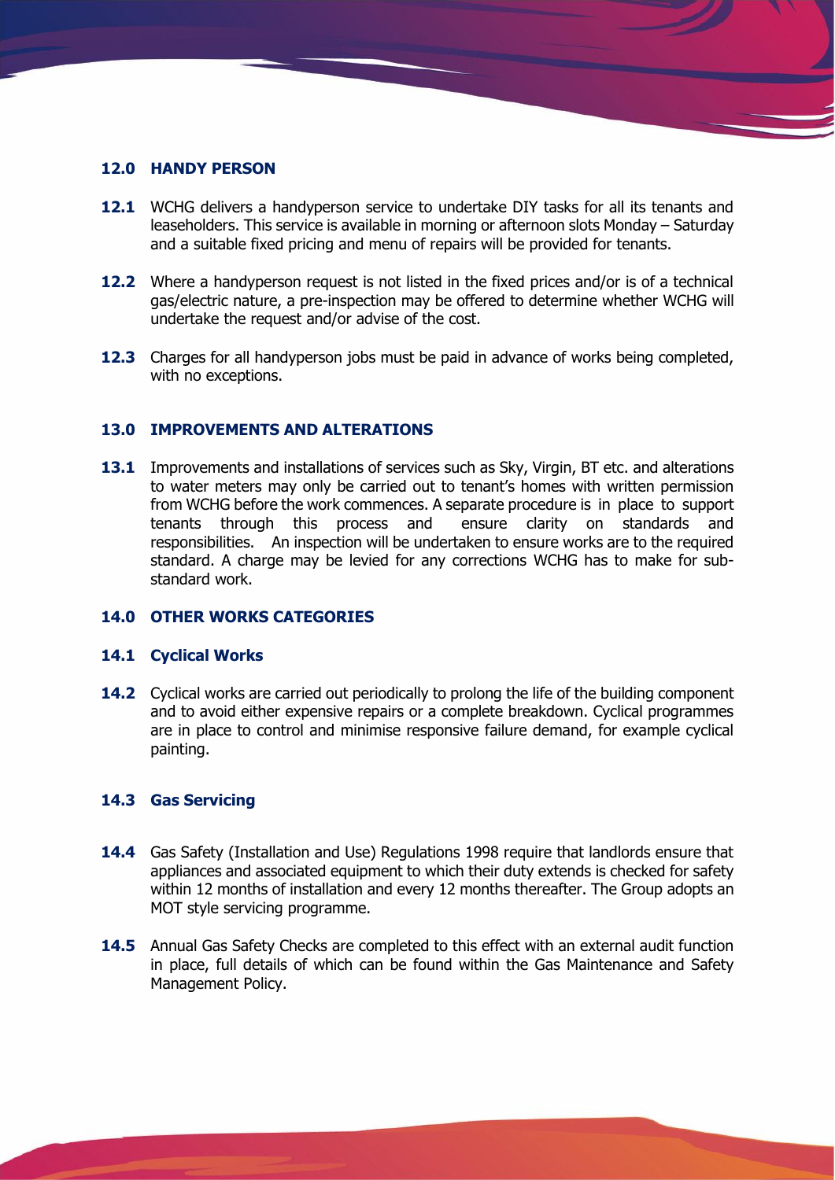## 12.0 HANDY PERSON

**12.1** WCHG delivers a handyperson service to undertake DIY tasks for all its tenants and leaseholders. This service is available in morning or afternoon slots Monday – Saturday and a suitable fixed pricing and menu of repairs will be provided for tenants.

**12.2** Where a handyperson request is not listed in the fixed prices and/or is of a technical gas/electric nature, a pre-inspection may be offered to determine whether WCHG will undertake the request and/or advise of the cost.

**12.3** Charges for all handyperson jobs must be paid in advance of works being completed, with no exceptions.

## 13.0 IMPROVEMENTS AND ALTERATIONS

**13.1** Improvements and installations of services such as Sky, Virgin, BT etc. and alterations to water meters may only be carried out to tenant's homes with written permission from WCHG before the work commences. A separate procedure is in place to support tenants through this process and ensure clarity on standards and responsibilities. An inspection will be undertaken to ensure works are to the required standard. A charge may be levied for any corrections WCHG has to make for sub-standard work.

## 14.0 OTHER WORKS CATEGORIES

### 14.1 Cyclical Works

**14.2** Cyclical works are carried out periodically to prolong the life of the building component and to avoid either expensive repairs or a complete breakdown. Cyclical programmes are in place to control and minimise responsive failure demand, for example cyclical painting.

### 14.3 Gas Servicing

**14.4** Gas Safety (Installation and Use) Regulations 1998 require that landlords ensure that appliances and associated equipment to which their duty extends is checked for safety within 12 months of installation and every 12 months thereafter. The Group adopts an MOT style servicing programme.

**14.5** Annual Gas Safety Checks are completed to this effect with an external audit function in place, full details of which can be found within the Gas Maintenance and Safety Management Policy.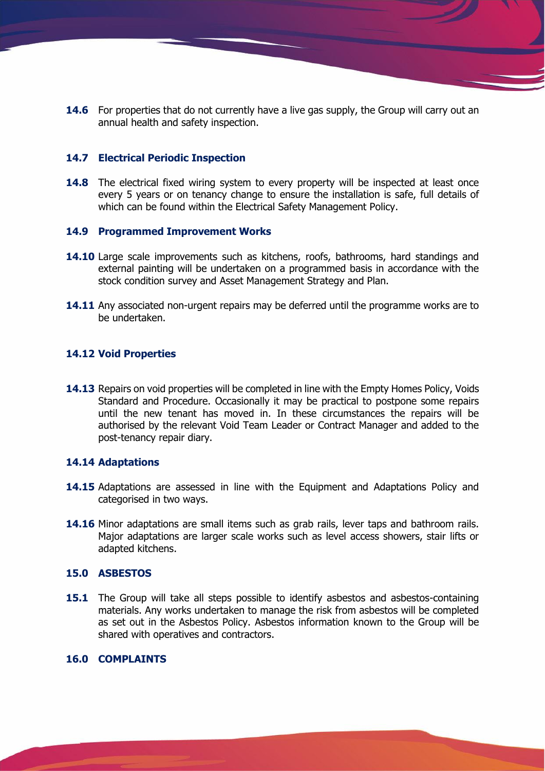**14.6** For properties that do not currently have a live gas supply, the Group will carry out an annual health and safety inspection.

### 14.7 Electrical Periodic Inspection

**14.8** The electrical fixed wiring system to every property will be inspected at least once every 5 years or on tenancy change to ensure the installation is safe, full details of which can be found within the Electrical Safety Management Policy.

### 14.9 Programmed Improvement Works

**14.10** Large scale improvements such as kitchens, roofs, bathrooms, hard standings and external painting will be undertaken on a programmed basis in accordance with the stock condition survey and Asset Management Strategy and Plan.

**14.11** Any associated non-urgent repairs may be deferred until the programme works are to be undertaken.

### 14.12 Void Properties

**14.13** Repairs on void properties will be completed in line with the Empty Homes Policy, Voids Standard and Procedure. Occasionally it may be practical to postpone some repairs until the new tenant has moved in. In these circumstances the repairs will be authorised by the relevant Void Team Leader or Contract Manager and added to the post-tenancy repair diary.

### 14.14 Adaptations

**14.15** Adaptations are assessed in line with the Equipment and Adaptations Policy and categorised in two ways.

**14.16** Minor adaptations are small items such as grab rails, lever taps and bathroom rails. Major adaptations are larger scale works such as level access showers, stair lifts or adapted kitchens.

## 15.0 ASBESTOS

**15.1** The Group will take all steps possible to identify asbestos and asbestos-containing materials. Any works undertaken to manage the risk from asbestos will be completed as set out in the Asbestos Policy. Asbestos information known to the Group will be shared with operatives and contractors.

## 16.0 COMPLAINTS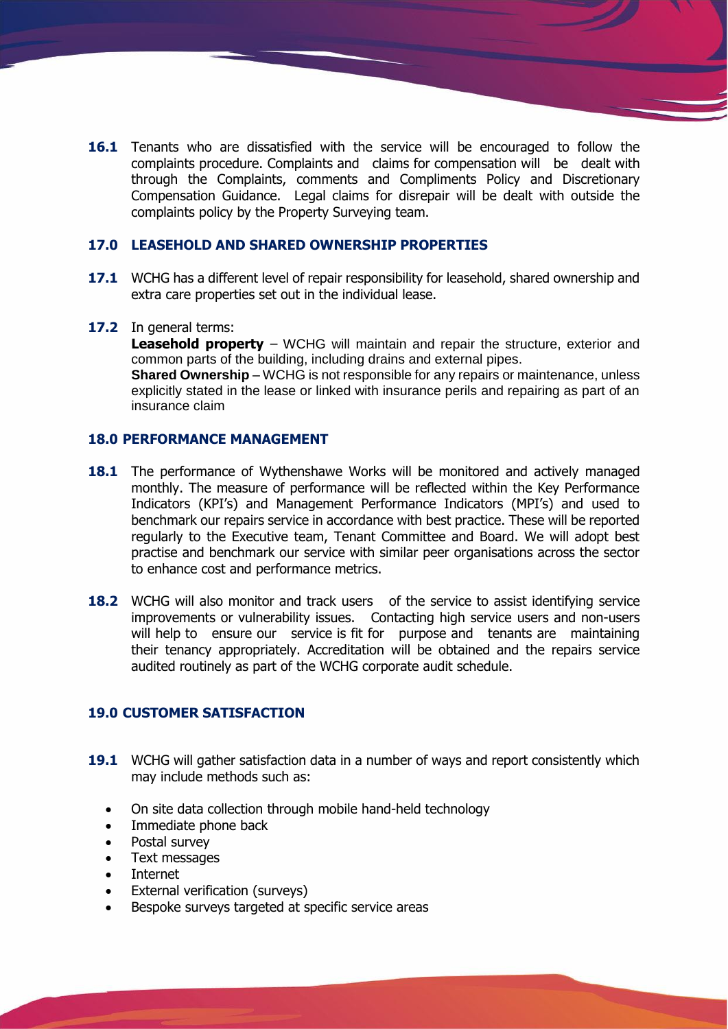**16.1** Tenants who are dissatisfied with the service will be encouraged to follow the complaints procedure. Complaints and claims for compensation will be dealt with through the Complaints, comments and Compliments Policy and Discretionary Compensation Guidance. Legal claims for disrepair will be dealt with outside the complaints policy by the Property Surveying team.

## 17.0 LEASEHOLD AND SHARED OWNERSHIP PROPERTIES

**17.1** WCHG has a different level of repair responsibility for leasehold, shared ownership and extra care properties set out in the individual lease.

**17.2** In general terms:
**Leasehold property** – WCHG will maintain and repair the structure, exterior and common parts of the building, including drains and external pipes.
**Shared Ownership** – WCHG is not responsible for any repairs or maintenance, unless explicitly stated in the lease or linked with insurance perils and repairing as part of an insurance claim

## 18.0 PERFORMANCE MANAGEMENT

**18.1** The performance of Wythenshawe Works will be monitored and actively managed monthly. The measure of performance will be reflected within the Key Performance Indicators (KPI's) and Management Performance Indicators (MPI's) and used to benchmark our repairs service in accordance with best practice. These will be reported regularly to the Executive team, Tenant Committee and Board. We will adopt best practise and benchmark our service with similar peer organisations across the sector to enhance cost and performance metrics.

**18.2** WCHG will also monitor and track users of the service to assist identifying service improvements or vulnerability issues. Contacting high service users and non-users will help to ensure our service is fit for purpose and tenants are maintaining their tenancy appropriately. Accreditation will be obtained and the repairs service audited routinely as part of the WCHG corporate audit schedule.

## 19.0 CUSTOMER SATISFACTION

**19.1** WCHG will gather satisfaction data in a number of ways and report consistently which may include methods such as:

- On site data collection through mobile hand-held technology
- Immediate phone back
- Postal survey
- Text messages
- Internet
- External verification (surveys)
- Bespoke surveys targeted at specific service areas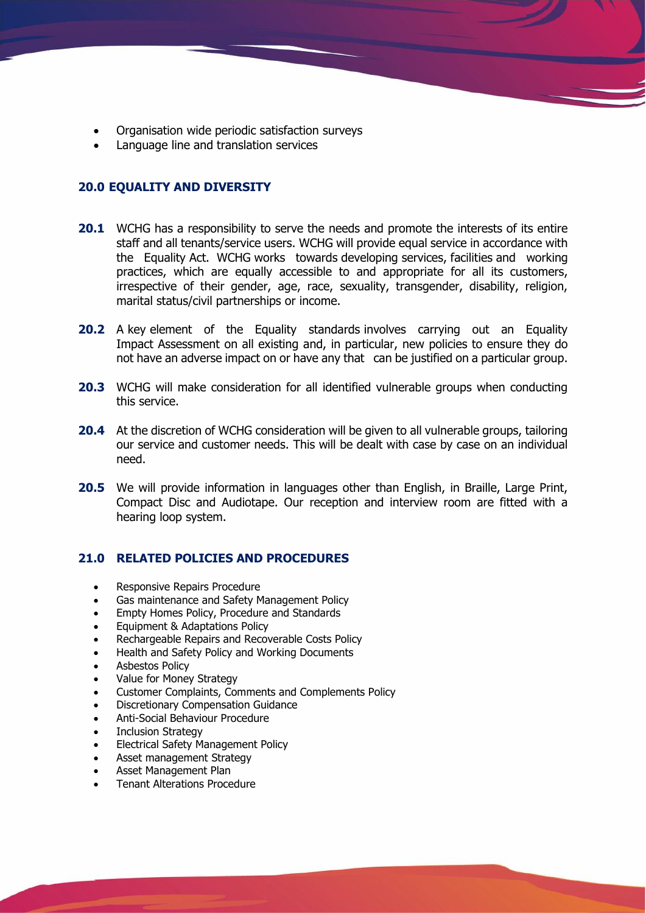- Organisation wide periodic satisfaction surveys
- Language line and translation services

## 20.0 EQUALITY AND DIVERSITY

**20.1** WCHG has a responsibility to serve the needs and promote the interests of its entire staff and all tenants/service users. WCHG will provide equal service in accordance with the Equality Act. WCHG works towards developing services, facilities and working practices, which are equally accessible to and appropriate for all its customers, irrespective of their gender, age, race, sexuality, transgender, disability, religion, marital status/civil partnerships or income.

**20.2** A key element of the Equality standards involves carrying out an Equality Impact Assessment on all existing and, in particular, new policies to ensure they do not have an adverse impact on or have any that can be justified on a particular group.

**20.3** WCHG will make consideration for all identified vulnerable groups when conducting this service.

**20.4** At the discretion of WCHG consideration will be given to all vulnerable groups, tailoring our service and customer needs. This will be dealt with case by case on an individual need.

**20.5** We will provide information in languages other than English, in Braille, Large Print, Compact Disc and Audiotape. Our reception and interview room are fitted with a hearing loop system.

## 21.0 RELATED POLICIES AND PROCEDURES

- Responsive Repairs Procedure
- Gas maintenance and Safety Management Policy
- Empty Homes Policy, Procedure and Standards
- Equipment & Adaptations Policy
- Rechargeable Repairs and Recoverable Costs Policy
- Health and Safety Policy and Working Documents
- Asbestos Policy
- Value for Money Strategy
- Customer Complaints, Comments and Complements Policy
- Discretionary Compensation Guidance
- Anti-Social Behaviour Procedure
- Inclusion Strategy
- Electrical Safety Management Policy
- Asset management Strategy
- Asset Management Plan
- Tenant Alterations Procedure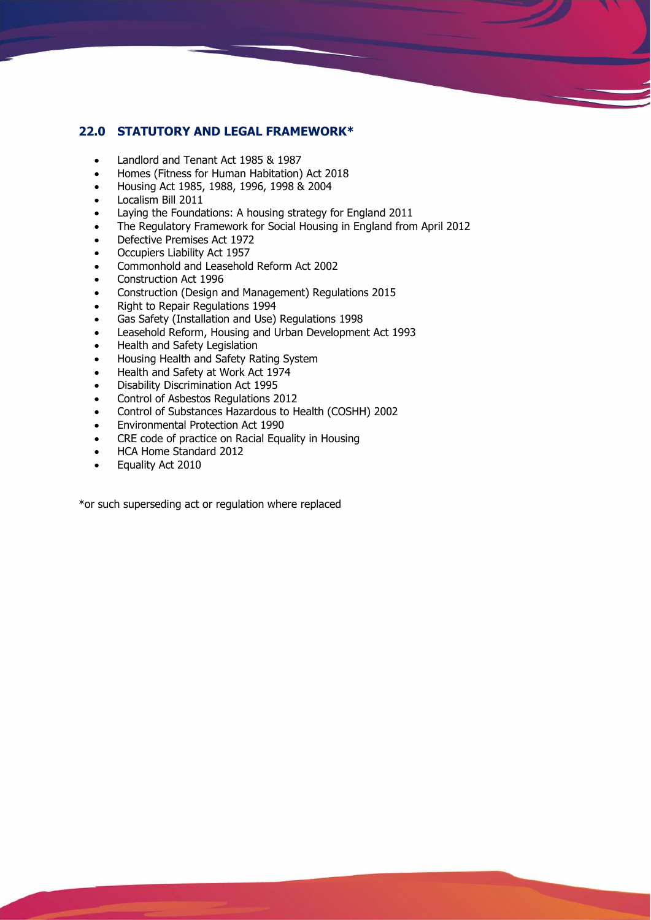## 22.0 STATUTORY AND LEGAL FRAMEWORK*

- Landlord and Tenant Act 1985 & 1987
- Homes (Fitness for Human Habitation) Act 2018
- Housing Act 1985, 1988, 1996, 1998 & 2004
- Localism Bill 2011
- Laying the Foundations: A housing strategy for England 2011
- The Regulatory Framework for Social Housing in England from April 2012
- Defective Premises Act 1972
- Occupiers Liability Act 1957
- Commonhold and Leasehold Reform Act 2002
- Construction Act 1996
- Construction (Design and Management) Regulations 2015
- Right to Repair Regulations 1994
- Gas Safety (Installation and Use) Regulations 1998
- Leasehold Reform, Housing and Urban Development Act 1993
- Health and Safety Legislation
- Housing Health and Safety Rating System
- Health and Safety at Work Act 1974
- Disability Discrimination Act 1995
- Control of Asbestos Regulations 2012
- Control of Substances Hazardous to Health (COSHH) 2002
- Environmental Protection Act 1990
- CRE code of practice on Racial Equality in Housing
- HCA Home Standard 2012
- Equality Act 2010

*or such superseding act or regulation where replaced